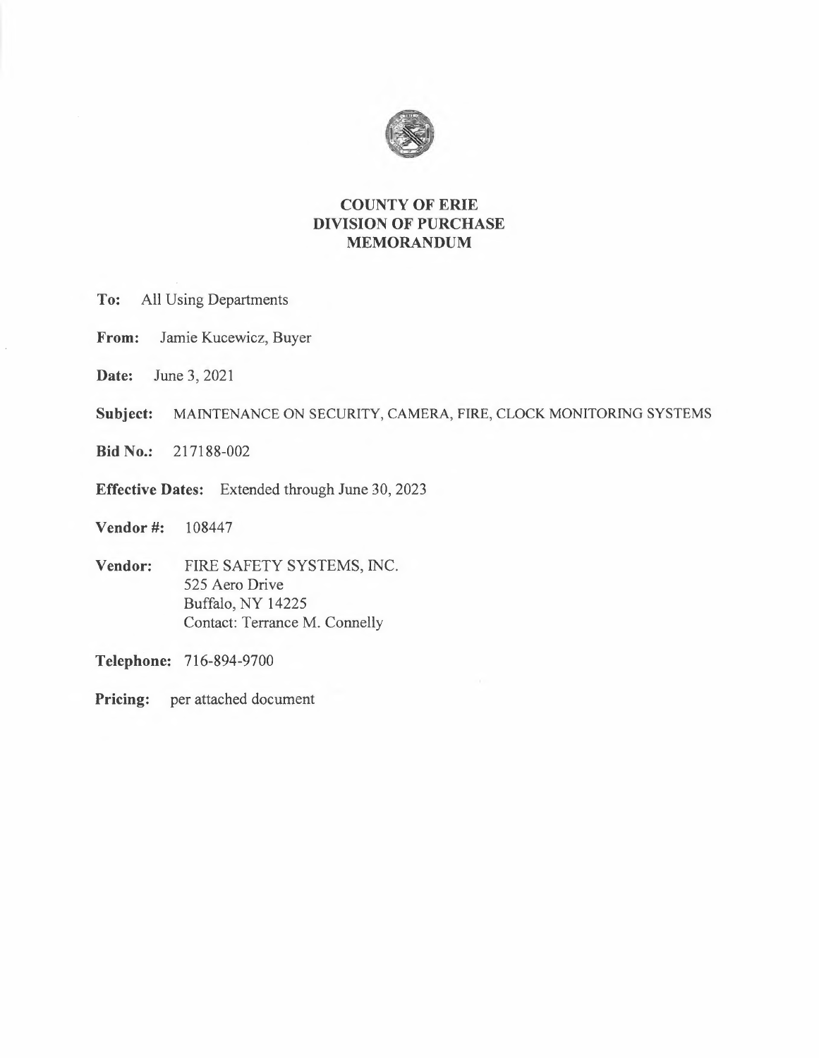# COUNTY OF ERIE
## DIVISION OF PURCHASE
## MEMORANDUM

**To:** All Using Departments

**From:** Jamie Kucewicz, Buyer

**Date:** June 3, 2021

**Subject:** MAINTENANCE ON SECURITY, CAMERA, FIRE, CLOCK MONITORING SYSTEMS

**Bid No.:** 217188-002

**Effective Dates:** Extended through June 30, 2023

**Vendor #:** 108447

**Vendor:** FIRE SAFETY SYSTEMS, INC.
525 Aero Drive
Buffalo, NY 14225
Contact: Terrance M. Connelly

**Telephone:** 716-894-9700

**Pricing:** per attached document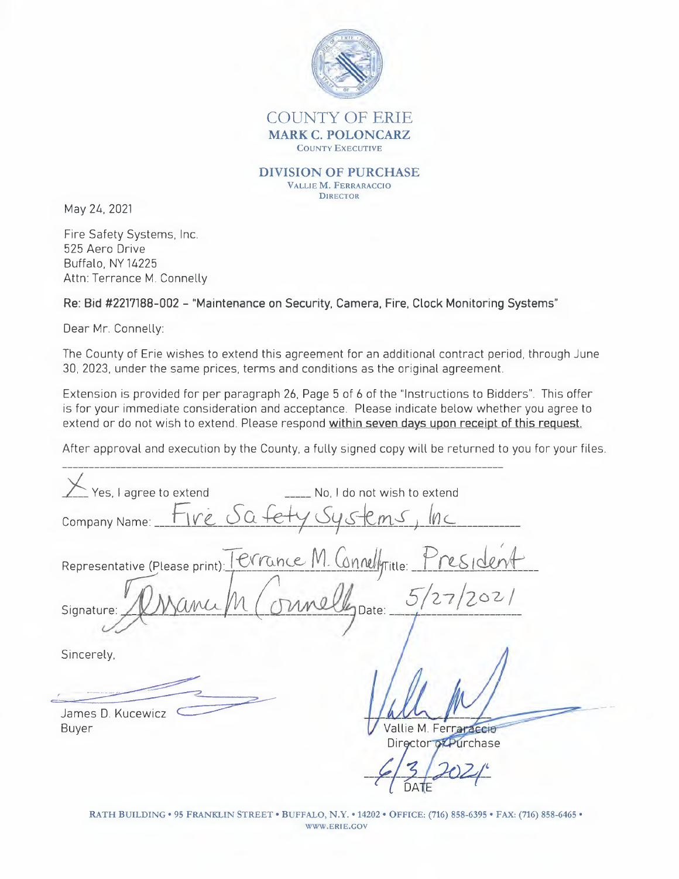COUNTY OF ERIE

**MARK C. POLONCARZ**

COUNTY EXECUTIVE

**DIVISION OF PURCHASE**

VALLIE M. FERRARACCIO

DIRECTOR

May 24, 2021

Fire Safety Systems, Inc.
525 Aero Drive
Buffalo, NY 14225
Attn: Terrance M. Connelly

**Re: Bid #2217188-002 – "Maintenance on Security, Camera, Fire, Clock Monitoring Systems"**

Dear Mr. Connelly:

The County of Erie wishes to extend this agreement for an additional contract period, through June 30, 2023, under the same prices, terms and conditions as the original agreement.

Extension is provided for per paragraph 26, Page 5 of 6 of the "Instructions to Bidders". This offer is for your immediate consideration and acceptance. Please indicate below whether you agree to extend or do not wish to extend. Please respond <u>within seven days upon receipt of this request.</u>

After approval and execution by the County, a fully signed copy will be returned to you for your files.

---

X Yes, I agree to extend ____ No, I do not wish to extend

Company Name: Fire Safety Systems, Inc

Representative (Please print): Terrance M. Connelly Title: President

Signature: Terrance M Connelly Date: 5/27/2021

Sincerely,

James D. Kucewicz
Buyer

Vallie M. Ferraraccio
Director of Purchase

6/3/2021
DATE

RATH BUILDING • 95 FRANKLIN STREET • BUFFALO, N.Y. • 14202 • OFFICE: (716) 858-6395 • FAX: (716) 858-6465 •
WWW.ERIE.GOV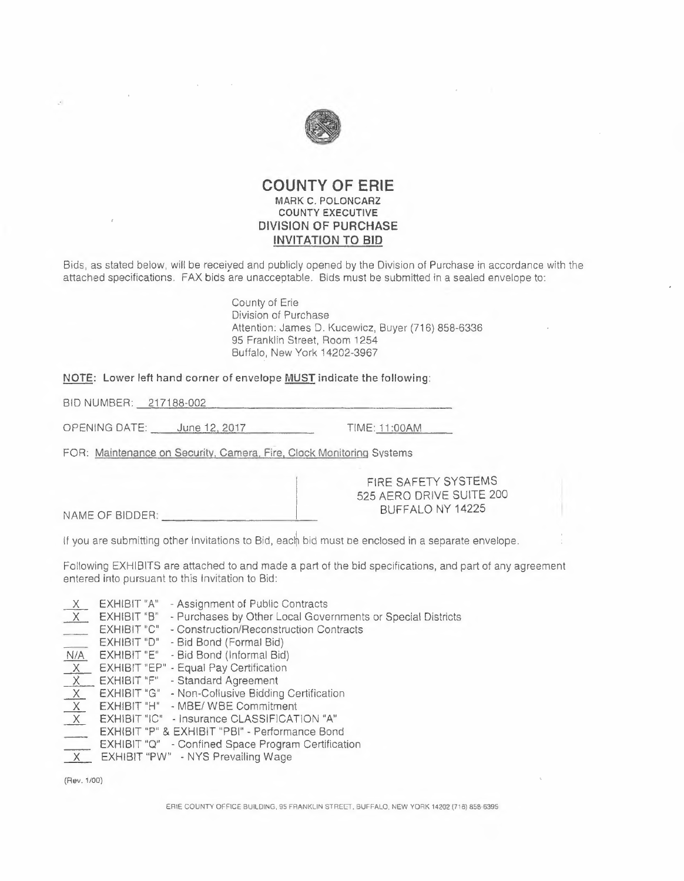# COUNTY OF ERIE

**MARK C. POLONCARZ**
**COUNTY EXECUTIVE**
**DIVISION OF PURCHASE**
**INVITATION TO BID**

Bids, as stated below, will be received and publicly opened by the Division of Purchase in accordance with the attached specifications. FAX bids are unacceptable. Bids must be submitted in a sealed envelope to:

County of Erie
Division of Purchase
Attention: James D. Kucewicz, Buyer (716) 858-6336
95 Franklin Street, Room 1254
Buffalo, New York 14202-3967

**NOTE: Lower left hand corner of envelope MUST indicate the following:**

BID NUMBER: 217188-002

OPENING DATE: June 12, 2017 TIME: 11:00AM

FOR: Maintenance on Security, Camera, Fire, Clock Monitoring Systems

NAME OF BIDDER: FIRE SAFETY SYSTEMS
525 AERO DRIVE SUITE 200
BUFFALO NY 14225

If you are submitting other Invitations to Bid, each bid must be enclosed in a separate envelope.

Following EXHIBITS are attached to and made a part of the bid specifications, and part of any agreement entered into pursuant to this Invitation to Bid:

- X EXHIBIT "A" - Assignment of Public Contracts
- X EXHIBIT "B" - Purchases by Other Local Governments or Special Districts
- ___ EXHIBIT "C" - Construction/Reconstruction Contracts
- ___ EXHIBIT "D" - Bid Bond (Formal Bid)
- N/A EXHIBIT "E" - Bid Bond (Informal Bid)
- X EXHIBIT "EP" - Equal Pay Certification
- X EXHIBIT "F" - Standard Agreement
- X EXHIBIT "G" - Non-Collusive Bidding Certification
- X EXHIBIT "H" - MBE/ WBE Commitment
- X EXHIBIT "IC" - Insurance CLASSIFICATION "A"
- ___ EXHIBIT "P" & EXHIBIT "PBI" - Performance Bond
- ___ EXHIBIT "Q" - Confined Space Program Certification
- X EXHIBIT "PW" - NYS Prevailing Wage

(Rev. 1/00)

ERIE COUNTY OFFICE BUILDING, 95 FRANKLIN STREET, BUFFALO, NEW YORK 14202 (716) 858-6395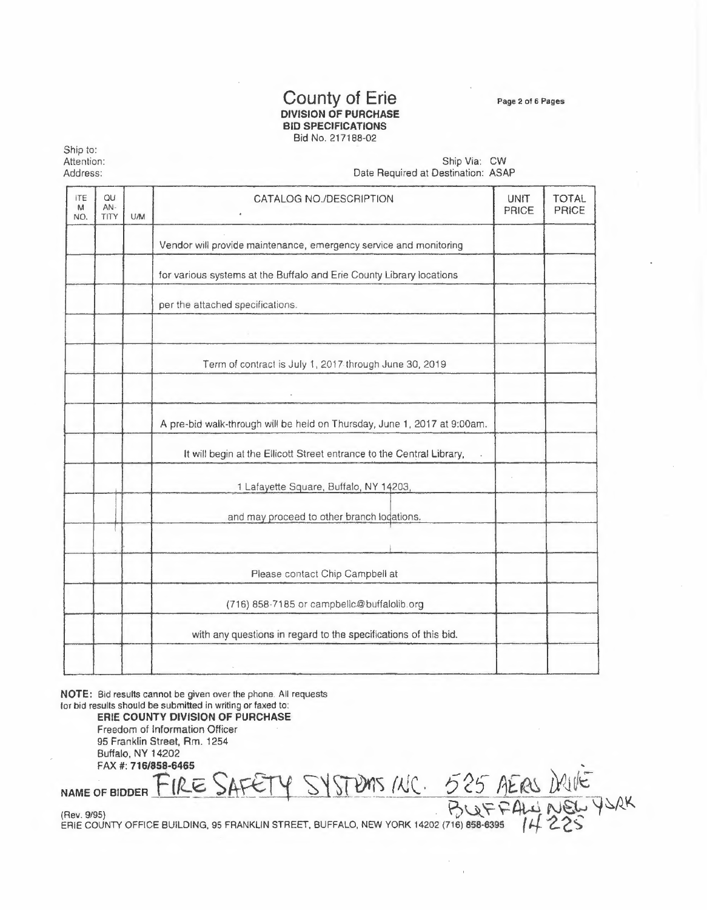# County of Erie

**DIVISION OF PURCHASE**
**BID SPECIFICATIONS**
Bid No. 217188-02

Ship to:
Attention:
Address:

Ship Via: CW
Date Required at Destination: ASAP

| ITEM NO. | QUANTITY | U/M | CATALOG NO./DESCRIPTION | UNIT PRICE | TOTAL PRICE |
|---|---|---|---|---|---|
| | | | Vendor will provide maintenance, emergency service and monitoring | | |
| | | | for various systems at the Buffalo and Erie County Library locations | | |
| | | | per the attached specifications. | | |
| | | | | | |
| | | | Term of contract is July 1, 2017 through June 30, 2019 | | |
| | | | | | |
| | | | A pre-bid walk-through will be held on Thursday, June 1, 2017 at 9:00am. | | |
| | | | It will begin at the Ellicott Street entrance to the Central Library, | | |
| | | | 1 Lafayette Square, Buffalo, NY 14203, | | |
| | | | and may proceed to other branch locations. | | |
| | | | | | |
| | | | Please contact Chip Campbell at | | |
| | | | (716) 858-7185 or campbellc@buffalolib.org | | |
| | | | with any questions in regard to the specifications of this bid. | | |
| | | | | | |

**NOTE:** Bid results cannot be given over the phone. All requests for bid results should be submitted in writing or faxed to:

**ERIE COUNTY DIVISION OF PURCHASE**
Freedom of Information Officer
95 Franklin Street, Rm. 1254
Buffalo, NY 14202
FAX #: **716/858-6465**

NAME OF BIDDER FIRE SAFETY SYSTEMS INC. 525 AERO DRIVE BUFFALO NEW YORK 14225

(Rev. 9/95)
ERIE COUNTY OFFICE BUILDING, 95 FRANKLIN STREET, BUFFALO, NEW YORK 14202 (716) 858-6395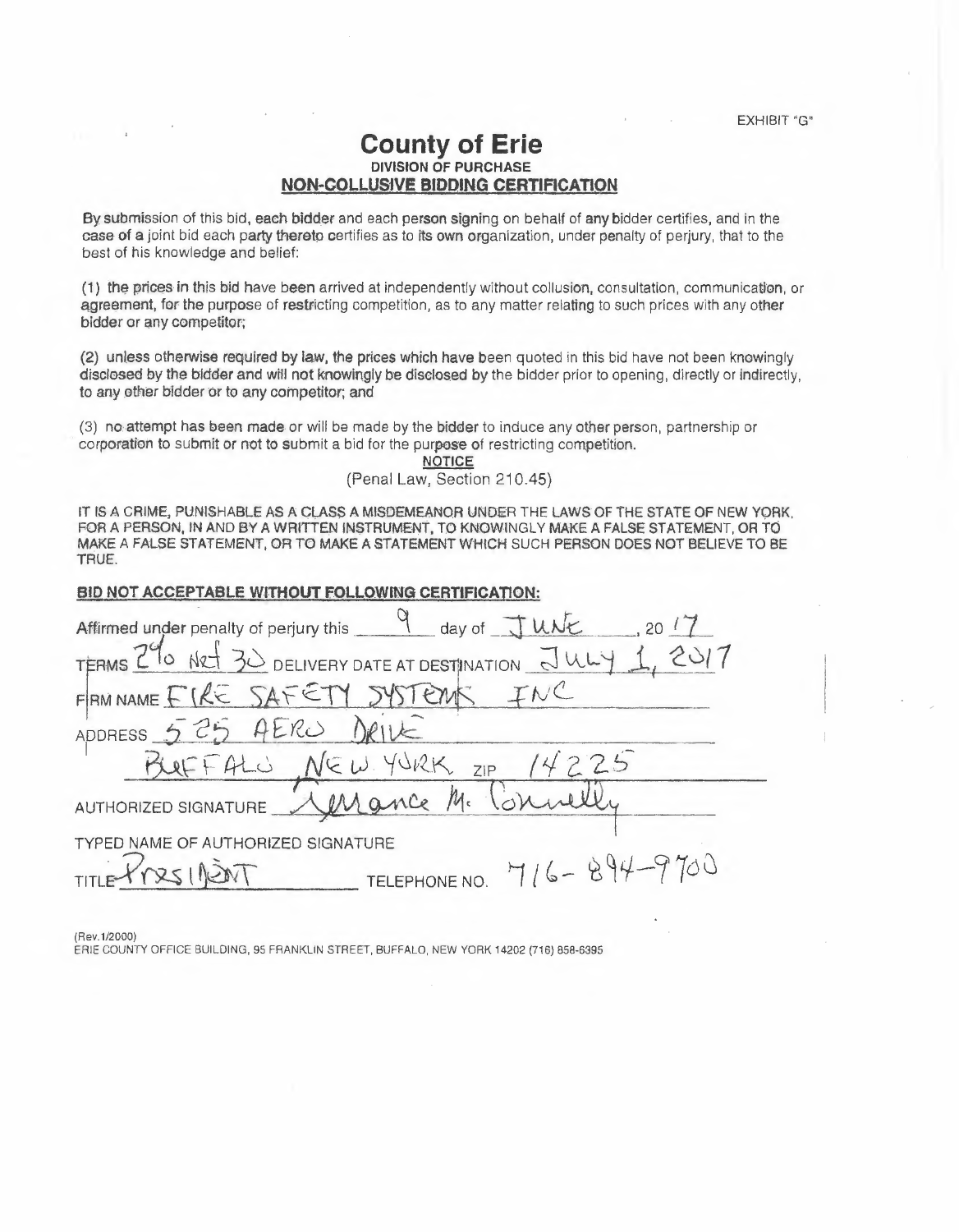EXHIBIT "G"

# County of Erie

## DIVISION OF PURCHASE

## NON-COLLUSIVE BIDDING CERTIFICATION

By submission of this bid, each bidder and each person signing on behalf of any bidder certifies, and in the case of a joint bid each party thereto certifies as to its own organization, under penalty of perjury, that to the best of his knowledge and belief:

(1) the prices in this bid have been arrived at independently without collusion, consultation, communication, or agreement, for the purpose of restricting competition, as to any matter relating to such prices with any other bidder or any competitor;

(2) unless otherwise required by law, the prices which have been quoted in this bid have not been knowingly disclosed by the bidder and will not knowingly be disclosed by the bidder prior to opening, directly or indirectly, to any other bidder or to any competitor; and

(3) no attempt has been made or will be made by the bidder to induce any other person, partnership or corporation to submit or not to submit a bid for the purpose of restricting competition.

**NOTICE**

(Penal Law, Section 210.45)

IT IS A CRIME, PUNISHABLE AS A CLASS A MISDEMEANOR UNDER THE LAWS OF THE STATE OF NEW YORK, FOR A PERSON, IN AND BY A WRITTEN INSTRUMENT, TO KNOWINGLY MAKE A FALSE STATEMENT, OR TO MAKE A FALSE STATEMENT, OR TO MAKE A STATEMENT WHICH SUCH PERSON DOES NOT BELIEVE TO BE TRUE.

**BID NOT ACCEPTABLE WITHOUT FOLLOWING CERTIFICATION:**

Affirmed under penalty of perjury this 9 day of JUNE, 2017

TERMS 2% Net 30 DELIVERY DATE AT DESTINATION JULY 1, 2017

FIRM NAME FIRE SAFETY SYSTEMS INC

ADDRESS 525 AERO DRIVE

BUFFALO NEW YORK ZIP 14225

AUTHORIZED SIGNATURE Terrance M. Connelly

TYPED NAME OF AUTHORIZED SIGNATURE

TITLE PRESIDENT TELEPHONE NO. 716-894-9700

(Rev.1/2000)
ERIE COUNTY OFFICE BUILDING, 95 FRANKLIN STREET, BUFFALO, NEW YORK 14202 (716) 858-6395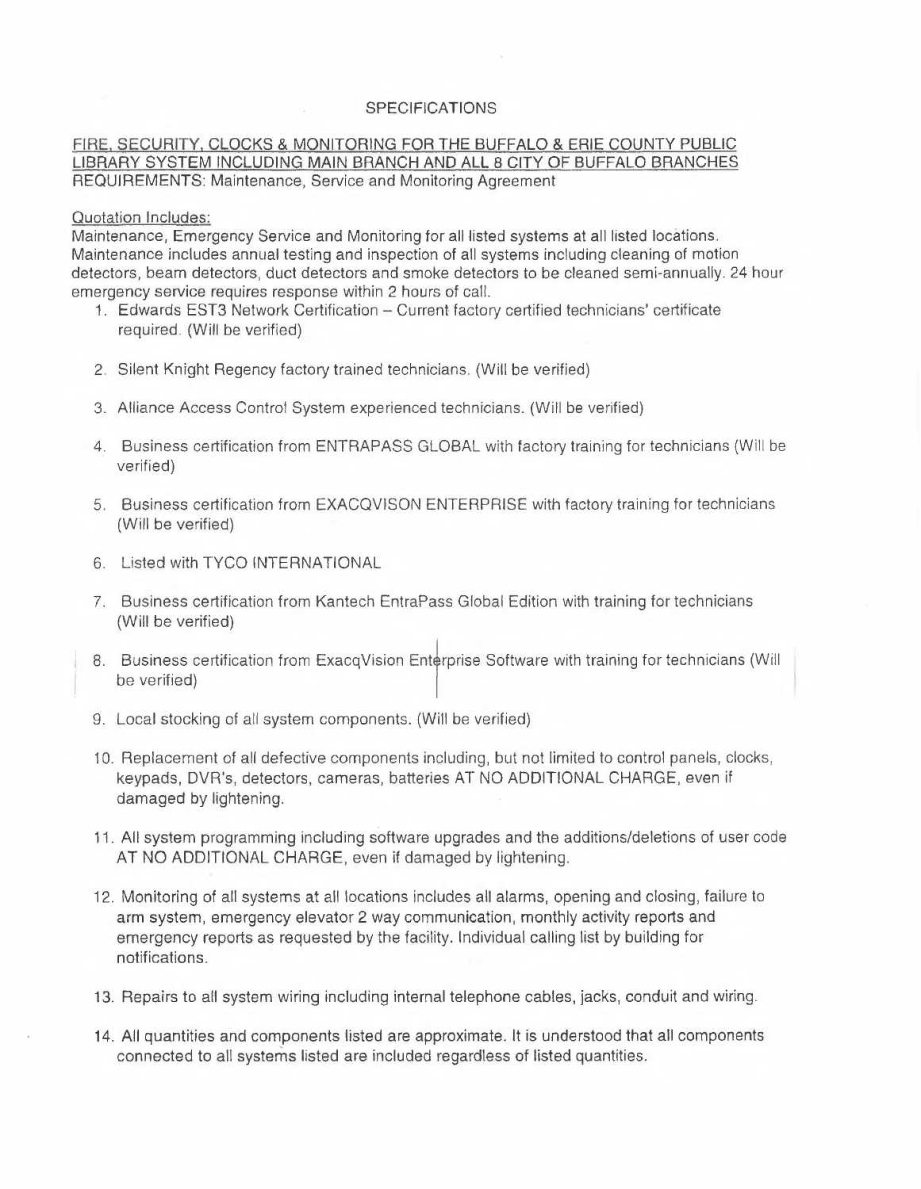# SPECIFICATIONS

<u>FIRE, SECURITY, CLOCKS & MONITORING FOR THE BUFFALO & ERIE COUNTY PUBLIC LIBRARY SYSTEM INCLUDING MAIN BRANCH AND ALL 8 CITY OF BUFFALO BRANCHES</u>
REQUIREMENTS: Maintenance, Service and Monitoring Agreement

<u>Quotation Includes:</u>
Maintenance, Emergency Service and Monitoring for all listed systems at all listed locations. Maintenance includes annual testing and inspection of all systems including cleaning of motion detectors, beam detectors, duct detectors and smoke detectors to be cleaned semi-annually. 24 hour emergency service requires response within 2 hours of call.

1. Edwards EST3 Network Certification – Current factory certified technicians' certificate required. (Will be verified)
2. Silent Knight Regency factory trained technicians. (Will be verified)
3. Alliance Access Control System experienced technicians. (Will be verified)
4. Business certification from ENTRAPASS GLOBAL with factory training for technicians (Will be verified)
5. Business certification from EXACQVISON ENTERPRISE with factory training for technicians (Will be verified)
6. Listed with TYCO INTERNATIONAL
7. Business certification from Kantech EntraPass Global Edition with training for technicians (Will be verified)
8. Business certification from ExacqVision Enterprise Software with training for technicians (Will be verified)
9. Local stocking of all system components. (Will be verified)
10. Replacement of all defective components including, but not limited to control panels, clocks, keypads, DVR's, detectors, cameras, batteries AT NO ADDITIONAL CHARGE, even if damaged by lightening.
11. All system programming including software upgrades and the additions/deletions of user code AT NO ADDITIONAL CHARGE, even if damaged by lightening.
12. Monitoring of all systems at all locations includes all alarms, opening and closing, failure to arm system, emergency elevator 2 way communication, monthly activity reports and emergency reports as requested by the facility. Individual calling list by building for notifications.
13. Repairs to all system wiring including internal telephone cables, jacks, conduit and wiring.
14. All quantities and components listed are approximate. It is understood that all components connected to all systems listed are included regardless of listed quantities.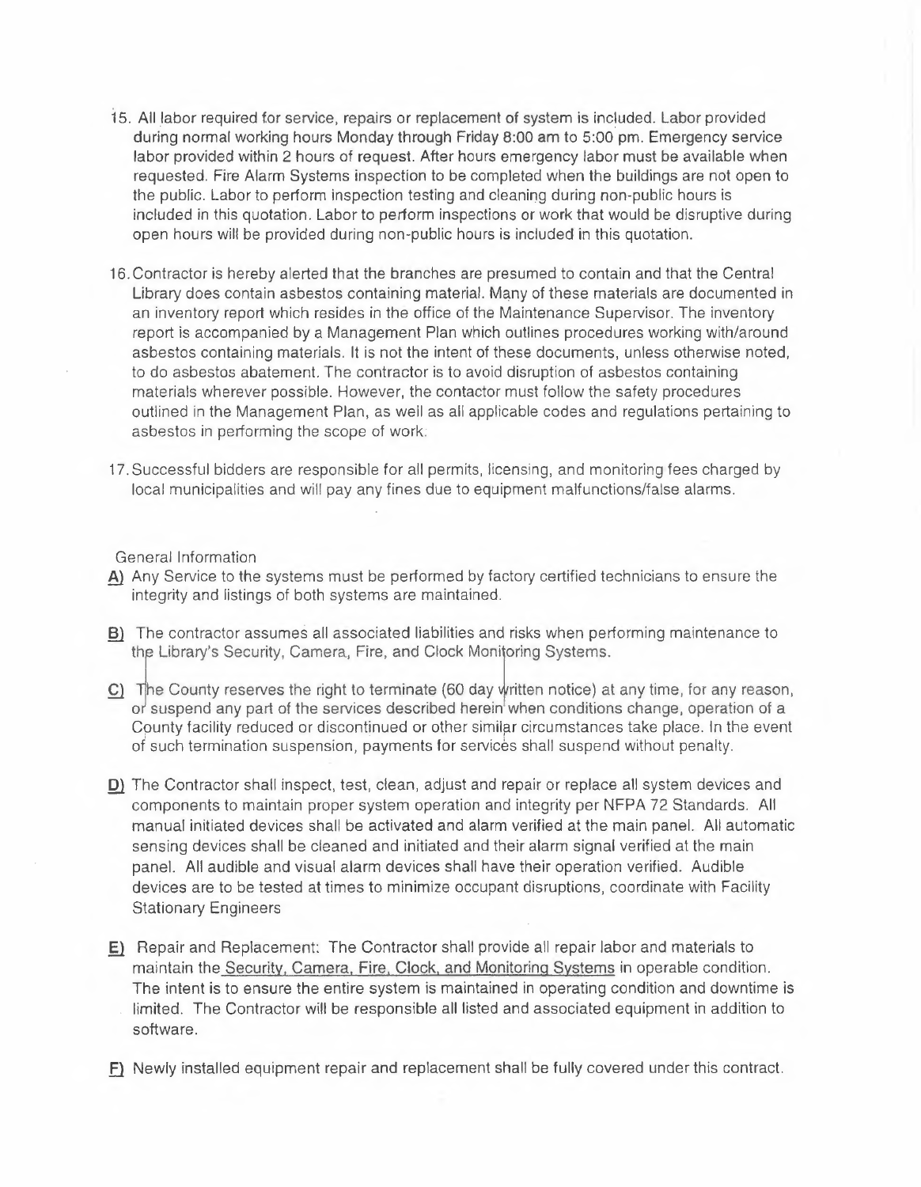15. All labor required for service, repairs or replacement of system is included. Labor provided during normal working hours Monday through Friday 8:00 am to 5:00 pm. Emergency service labor provided within 2 hours of request. After hours emergency labor must be available when requested. Fire Alarm Systems inspection to be completed when the buildings are not open to the public. Labor to perform inspection testing and cleaning during non-public hours is included in this quotation. Labor to perform inspections or work that would be disruptive during open hours will be provided during non-public hours is included in this quotation.

16. Contractor is hereby alerted that the branches are presumed to contain and that the Central Library does contain asbestos containing material. Many of these materials are documented in an inventory report which resides in the office of the Maintenance Supervisor. The inventory report is accompanied by a Management Plan which outlines procedures working with/around asbestos containing materials. It is not the intent of these documents, unless otherwise noted, to do asbestos abatement. The contractor is to avoid disruption of asbestos containing materials wherever possible. However, the contactor must follow the safety procedures outlined in the Management Plan, as well as all applicable codes and regulations pertaining to asbestos in performing the scope of work.

17. Successful bidders are responsible for all permits, licensing, and monitoring fees charged by local municipalities and will pay any fines due to equipment malfunctions/false alarms.

General Information

<u>A)</u> Any Service to the systems must be performed by factory certified technicians to ensure the integrity and listings of both systems are maintained.

<u>B)</u> The contractor assumes all associated liabilities and risks when performing maintenance to the Library's Security, Camera, Fire, and Clock Monitoring Systems.

<u>C)</u> The County reserves the right to terminate (60 day written notice) at any time, for any reason, or suspend any part of the services described herein when conditions change, operation of a County facility reduced or discontinued or other similar circumstances take place. In the event of such termination suspension, payments for services shall suspend without penalty.

<u>D)</u> The Contractor shall inspect, test, clean, adjust and repair or replace all system devices and components to maintain proper system operation and integrity per NFPA 72 Standards. All manual initiated devices shall be activated and alarm verified at the main panel. All automatic sensing devices shall be cleaned and initiated and their alarm signal verified at the main panel. All audible and visual alarm devices shall have their operation verified. Audible devices are to be tested at times to minimize occupant disruptions, coordinate with Facility Stationary Engineers

<u>E)</u> Repair and Replacement: The Contractor shall provide all repair labor and materials to maintain the <u>Security, Camera, Fire, Clock, and Monitoring Systems</u> in operable condition. The intent is to ensure the entire system is maintained in operating condition and downtime is limited. The Contractor will be responsible all listed and associated equipment in addition to software.

<u>F)</u> Newly installed equipment repair and replacement shall be fully covered under this contract.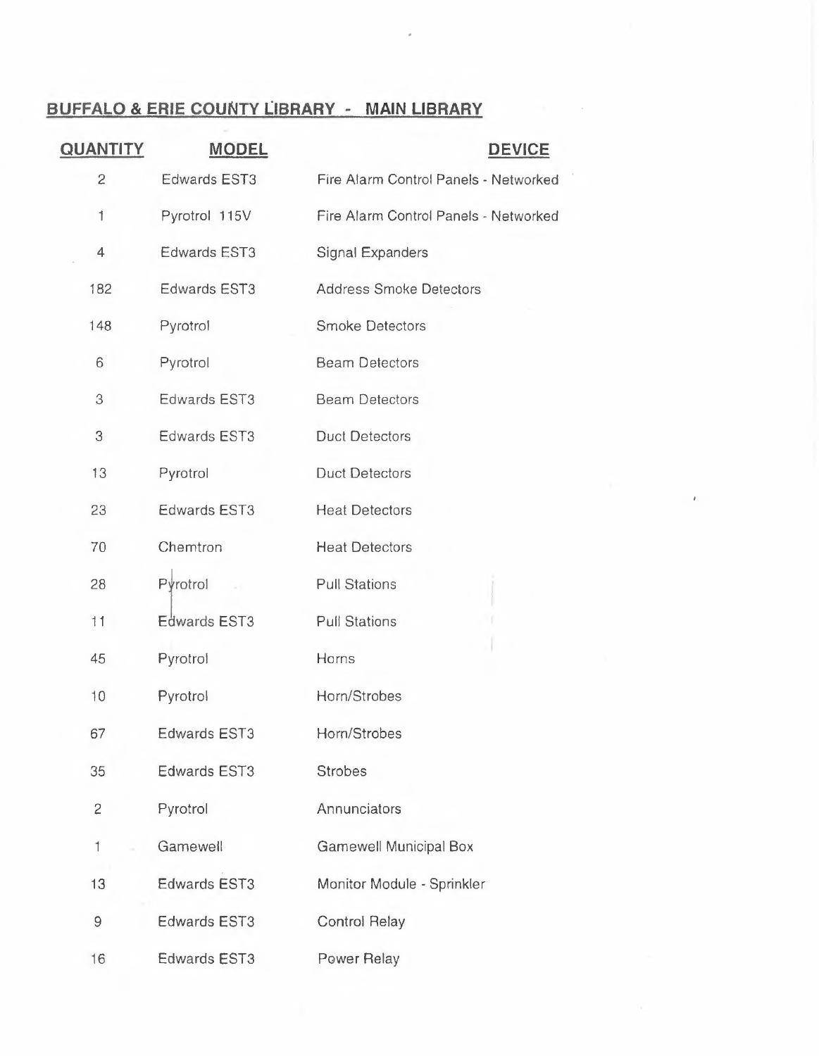## BUFFALO & ERIE COUNTY LIBRARY - MAIN LIBRARY

| QUANTITY | MODEL | DEVICE |
|---|---|---|
| 2 | Edwards EST3 | Fire Alarm Control Panels - Networked |
| 1 | Pyrotrol 115V | Fire Alarm Control Panels - Networked |
| 4 | Edwards EST3 | Signal Expanders |
| 182 | Edwards EST3 | Address Smoke Detectors |
| 148 | Pyrotrol | Smoke Detectors |
| 6 | Pyrotrol | Beam Detectors |
| 3 | Edwards EST3 | Beam Detectors |
| 3 | Edwards EST3 | Duct Detectors |
| 13 | Pyrotrol | Duct Detectors |
| 23 | Edwards EST3 | Heat Detectors |
| 70 | Chemtron | Heat Detectors |
| 28 | Pyrotrol | Pull Stations |
| 11 | Edwards EST3 | Pull Stations |
| 45 | Pyrotrol | Horns |
| 10 | Pyrotrol | Horn/Strobes |
| 67 | Edwards EST3 | Horn/Strobes |
| 35 | Edwards EST3 | Strobes |
| 2 | Pyrotrol | Annunciators |
| 1 | Gamewell | Gamewell Municipal Box |
| 13 | Edwards EST3 | Monitor Module - Sprinkler |
| 9 | Edwards EST3 | Control Relay |
| 16 | Edwards EST3 | Power Relay |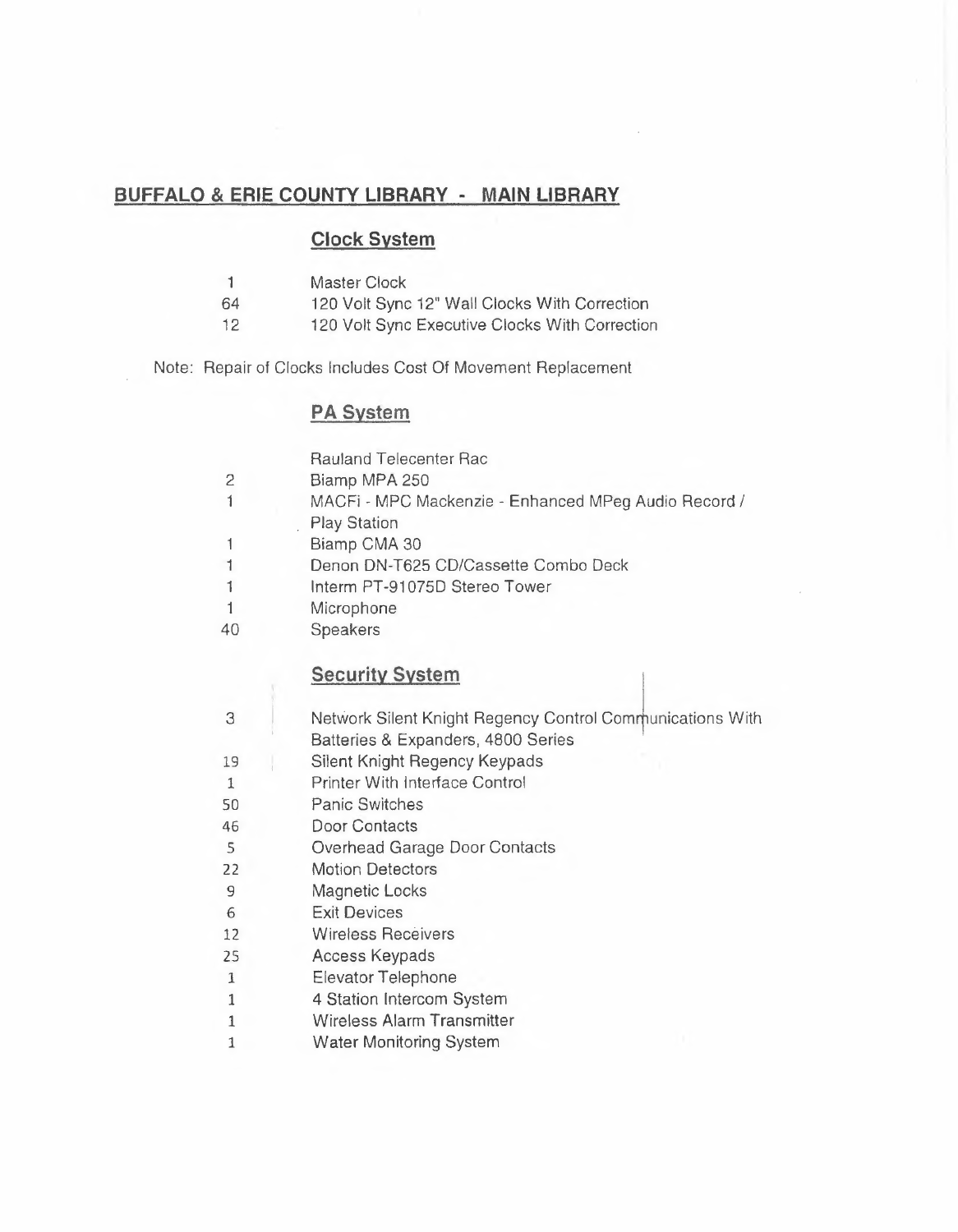## BUFFALO & ERIE COUNTY LIBRARY - MAIN LIBRARY

### Clock System

| | |
|---|---|
| 1 | Master Clock |
| 64 | 120 Volt Sync 12" Wall Clocks With Correction |
| 12 | 120 Volt Sync Executive Clocks With Correction |

Note: Repair of Clocks Includes Cost Of Movement Replacement

### PA System

| | |
|---|---|
| | Rauland Telecenter Rac |
| 2 | Biamp MPA 250 |
| 1 | MACFi - MPC Mackenzie - Enhanced MPeg Audio Record / Play Station |
| 1 | Biamp CMA 30 |
| 1 | Denon DN-T625 CD/Cassette Combo Deck |
| 1 | Interm PT-91075D Stereo Tower |
| 1 | Microphone |
| 40 | Speakers |

### Security System

| | |
|---|---|
| 3 | Network Silent Knight Regency Control Communications With Batteries & Expanders, 4800 Series |
| 19 | Silent Knight Regency Keypads |
| 1 | Printer With Interface Control |
| 50 | Panic Switches |
| 46 | Door Contacts |
| 5 | Overhead Garage Door Contacts |
| 22 | Motion Detectors |
| 9 | Magnetic Locks |
| 6 | Exit Devices |
| 12 | Wireless Receivers |
| 25 | Access Keypads |
| 1 | Elevator Telephone |
| 1 | 4 Station Intercom System |
| 1 | Wireless Alarm Transmitter |
| 1 | Water Monitoring System |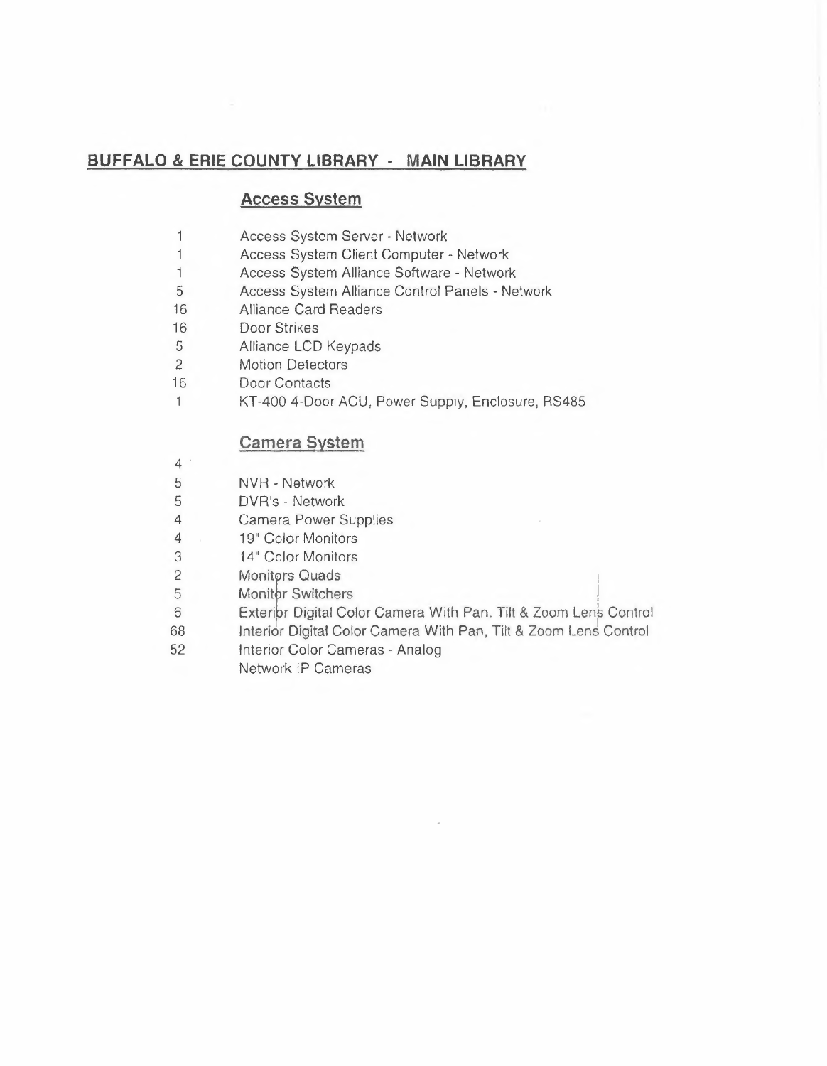## BUFFALO & ERIE COUNTY LIBRARY - MAIN LIBRARY

### Access System

| | |
|---|---|
| 1 | Access System Server - Network |
| 1 | Access System Client Computer - Network |
| 1 | Access System Alliance Software - Network |
| 5 | Access System Alliance Control Panels - Network |
| 16 | Alliance Card Readers |
| 16 | Door Strikes |
| 5 | Alliance LCD Keypads |
| 2 | Motion Detectors |
| 16 | Door Contacts |
| 1 | KT-400 4-Door ACU, Power Supply, Enclosure, RS485 |

### Camera System

| | |
|---|---|
| 4 | |
| 5 | NVR - Network |
| 5 | DVR's - Network |
| 4 | Camera Power Supplies |
| 4 | 19" Color Monitors |
| 3 | 14" Color Monitors |
| 2 | Monitors Quads |
| 5 | Monitor Switchers |
| 6 | Exterior Digital Color Camera With Pan. Tilt & Zoom Lens Control |
| 68 | Interior Digital Color Camera With Pan, Tilt & Zoom Lens Control |
| 52 | Interior Color Cameras - Analog |
| | Network IP Cameras |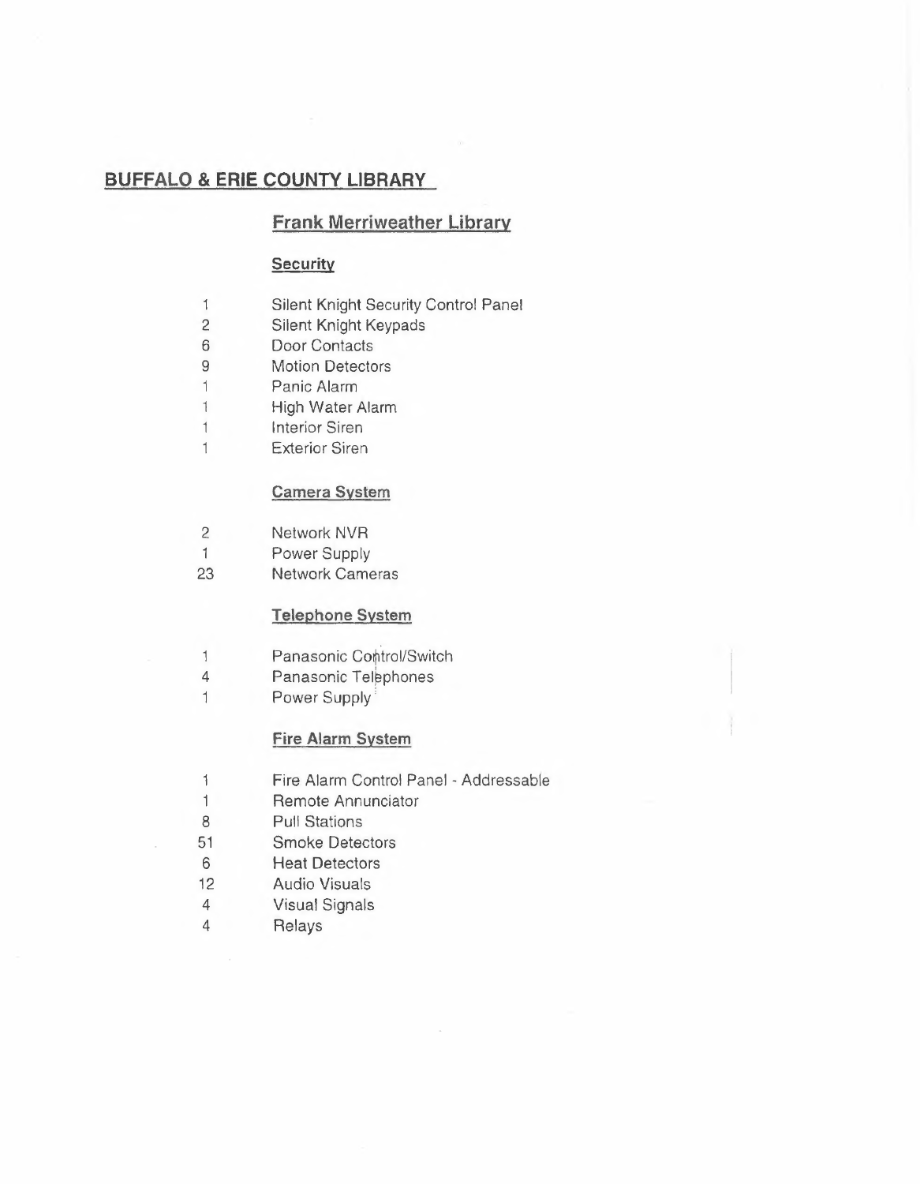## BUFFALO & ERIE COUNTY LIBRARY

### Frank Merriweather Library

#### Security

| | |
|---|---|
| 1 | Silent Knight Security Control Panel |
| 2 | Silent Knight Keypads |
| 6 | Door Contacts |
| 9 | Motion Detectors |
| 1 | Panic Alarm |
| 1 | High Water Alarm |
| 1 | Interior Siren |
| 1 | Exterior Siren |

#### Camera System

| | |
|---|---|
| 2 | Network NVR |
| 1 | Power Supply |
| 23 | Network Cameras |

#### Telephone System

| | |
|---|---|
| 1 | Panasonic Control/Switch |
| 4 | Panasonic Telephones |
| 1 | Power Supply |

#### Fire Alarm System

| | |
|---|---|
| 1 | Fire Alarm Control Panel - Addressable |
| 1 | Remote Annunciator |
| 8 | Pull Stations |
| 51 | Smoke Detectors |
| 6 | Heat Detectors |
| 12 | Audio Visuals |
| 4 | Visual Signals |
| 4 | Relays |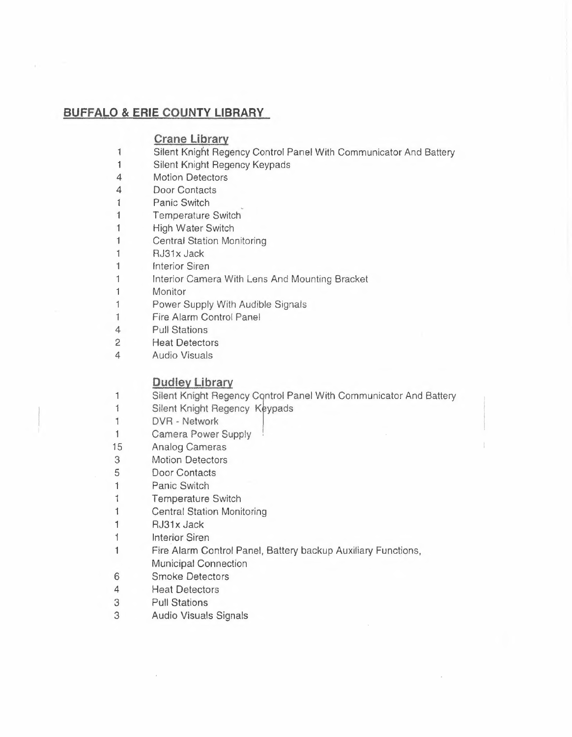## BUFFALO & ERIE COUNTY LIBRARY

### Crane Library

| | |
|---|---|
| 1 | Silent Knight Regency Control Panel With Communicator And Battery |
| 1 | Silent Knight Regency Keypads |
| 4 | Motion Detectors |
| 4 | Door Contacts |
| 1 | Panic Switch |
| 1 | Temperature Switch |
| 1 | High Water Switch |
| 1 | Central Station Monitoring |
| 1 | RJ31x Jack |
| 1 | Interior Siren |
| 1 | Interior Camera With Lens And Mounting Bracket |
| 1 | Monitor |
| 1 | Power Supply With Audible Signals |
| 1 | Fire Alarm Control Panel |
| 4 | Pull Stations |
| 2 | Heat Detectors |
| 4 | Audio Visuals |

### Dudley Library

| | |
|---|---|
| 1 | Silent Knight Regency Control Panel With Communicator And Battery |
| 1 | Silent Knight Regency Keypads |
| 1 | DVR - Network |
| 1 | Camera Power Supply |
| 15 | Analog Cameras |
| 3 | Motion Detectors |
| 5 | Door Contacts |
| 1 | Panic Switch |
| 1 | Temperature Switch |
| 1 | Central Station Monitoring |
| 1 | RJ31x Jack |
| 1 | Interior Siren |
| 1 | Fire Alarm Control Panel, Battery backup Auxiliary Functions, Municipal Connection |
| 6 | Smoke Detectors |
| 4 | Heat Detectors |
| 3 | Pull Stations |
| 3 | Audio Visuals Signals |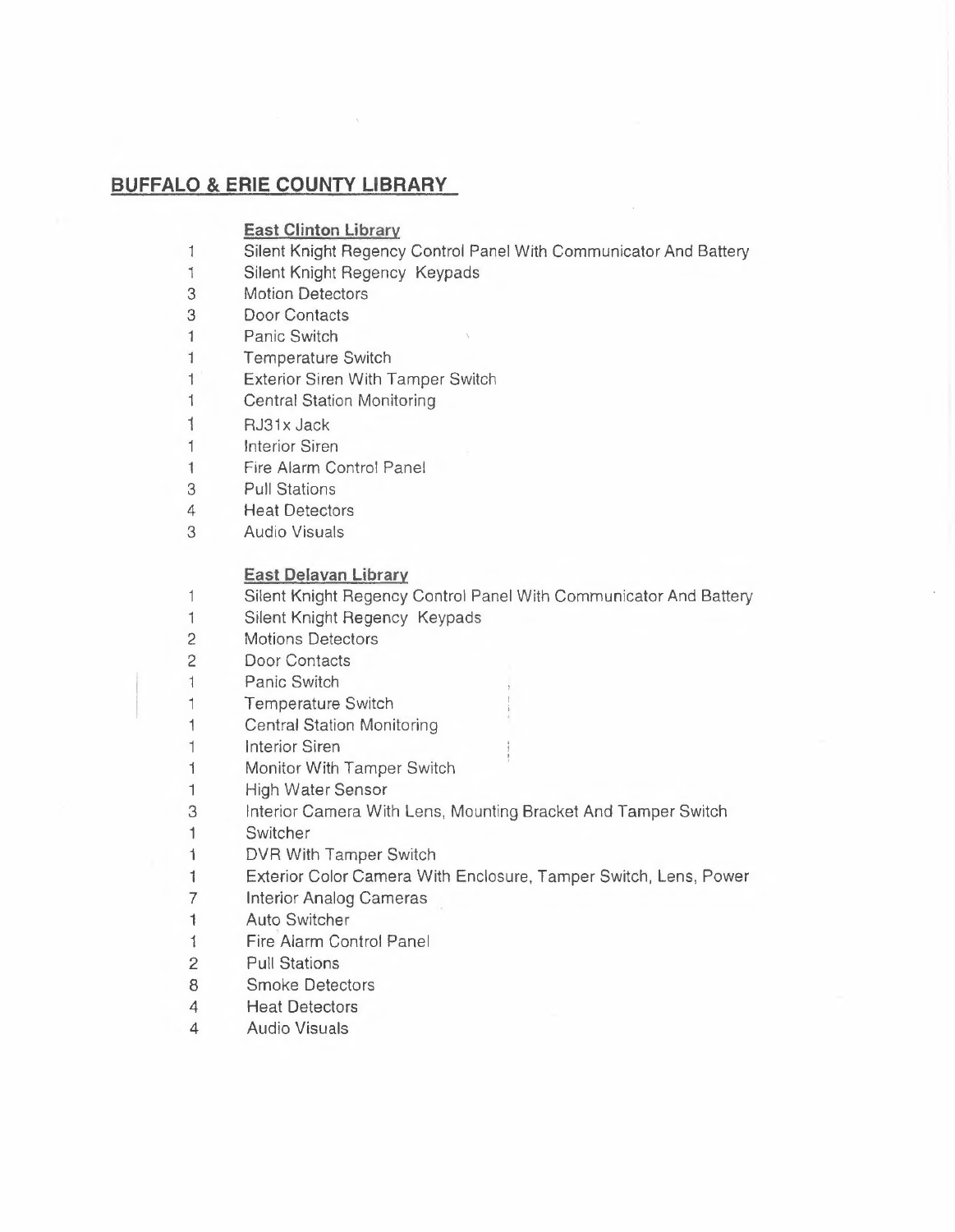## BUFFALO & ERIE COUNTY LIBRARY

### East Clinton Library

| | |
|---|---|
| 1 | Silent Knight Regency Control Panel With Communicator And Battery |
| 1 | Silent Knight Regency Keypads |
| 3 | Motion Detectors |
| 3 | Door Contacts |
| 1 | Panic Switch |
| 1 | Temperature Switch |
| 1 | Exterior Siren With Tamper Switch |
| 1 | Central Station Monitoring |
| 1 | RJ31x Jack |
| 1 | Interior Siren |
| 1 | Fire Alarm Control Panel |
| 3 | Pull Stations |
| 4 | Heat Detectors |
| 3 | Audio Visuals |

### East Delavan Library

| | |
|---|---|
| 1 | Silent Knight Regency Control Panel With Communicator And Battery |
| 1 | Silent Knight Regency Keypads |
| 2 | Motions Detectors |
| 2 | Door Contacts |
| 1 | Panic Switch |
| 1 | Temperature Switch |
| 1 | Central Station Monitoring |
| 1 | Interior Siren |
| 1 | Monitor With Tamper Switch |
| 1 | High Water Sensor |
| 3 | Interior Camera With Lens, Mounting Bracket And Tamper Switch |
| 1 | Switcher |
| 1 | DVR With Tamper Switch |
| 1 | Exterior Color Camera With Enclosure, Tamper Switch, Lens, Power |
| 7 | Interior Analog Cameras |
| 1 | Auto Switcher |
| 1 | Fire Alarm Control Panel |
| 2 | Pull Stations |
| 8 | Smoke Detectors |
| 4 | Heat Detectors |
| 4 | Audio Visuals |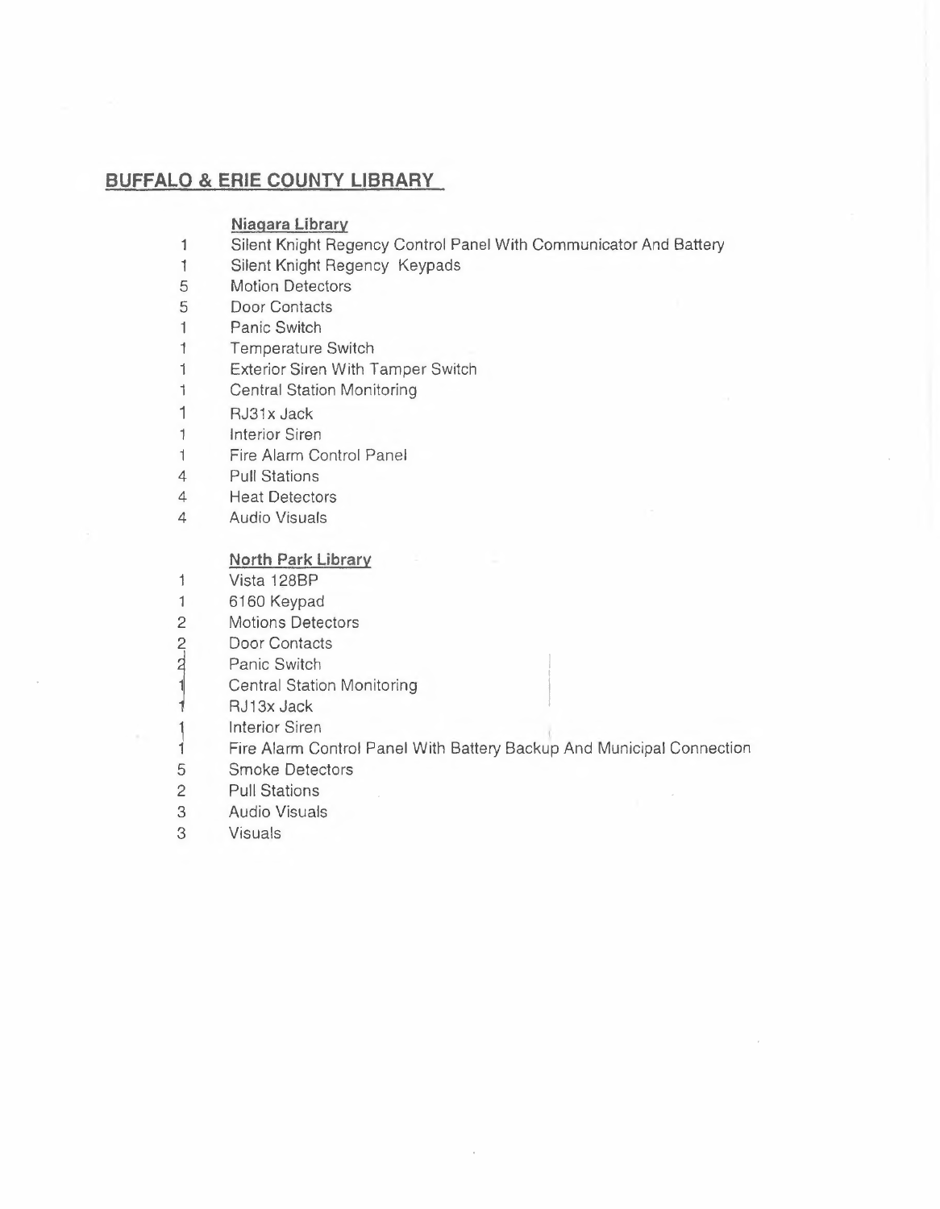## BUFFALO & ERIE COUNTY LIBRARY

### Niagara Library

| | |
|---|---|
| 1 | Silent Knight Regency Control Panel With Communicator And Battery |
| 1 | Silent Knight Regency Keypads |
| 5 | Motion Detectors |
| 5 | Door Contacts |
| 1 | Panic Switch |
| 1 | Temperature Switch |
| 1 | Exterior Siren With Tamper Switch |
| 1 | Central Station Monitoring |
| 1 | RJ31x Jack |
| 1 | Interior Siren |
| 1 | Fire Alarm Control Panel |
| 4 | Pull Stations |
| 4 | Heat Detectors |
| 4 | Audio Visuals |

### North Park Library

| | |
|---|---|
| 1 | Vista 128BP |
| 1 | 6160 Keypad |
| 2 | Motions Detectors |
| 2 | Door Contacts |
| 2 | Panic Switch |
| 1 | Central Station Monitoring |
| 1 | RJ13x Jack |
| 1 | Interior Siren |
| 1 | Fire Alarm Control Panel With Battery Backup And Municipal Connection |
| 5 | Smoke Detectors |
| 2 | Pull Stations |
| 3 | Audio Visuals |
| 3 | Visuals |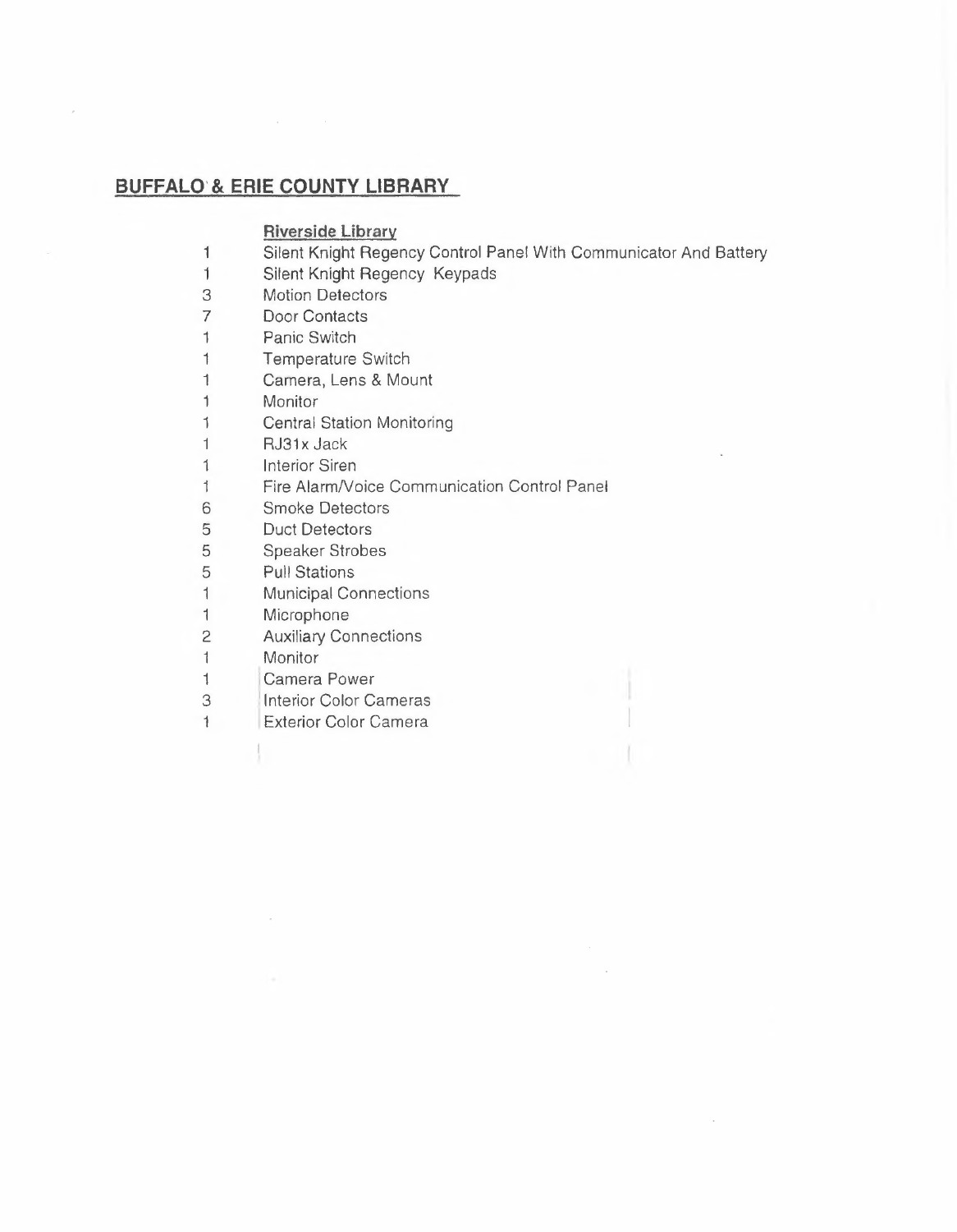## BUFFALO & ERIE COUNTY LIBRARY

**Riverside Library**

| | |
|---|---|
| 1 | Silent Knight Regency Control Panel With Communicator And Battery |
| 1 | Silent Knight Regency Keypads |
| 3 | Motion Detectors |
| 7 | Door Contacts |
| 1 | Panic Switch |
| 1 | Temperature Switch |
| 1 | Camera, Lens & Mount |
| 1 | Monitor |
| 1 | Central Station Monitoring |
| 1 | RJ31x Jack |
| 1 | Interior Siren |
| 1 | Fire Alarm/Voice Communication Control Panel |
| 6 | Smoke Detectors |
| 5 | Duct Detectors |
| 5 | Speaker Strobes |
| 5 | Pull Stations |
| 1 | Municipal Connections |
| 1 | Microphone |
| 2 | Auxiliary Connections |
| 1 | Monitor |
| 1 | Camera Power |
| 3 | Interior Color Cameras |
| 1 | Exterior Color Camera |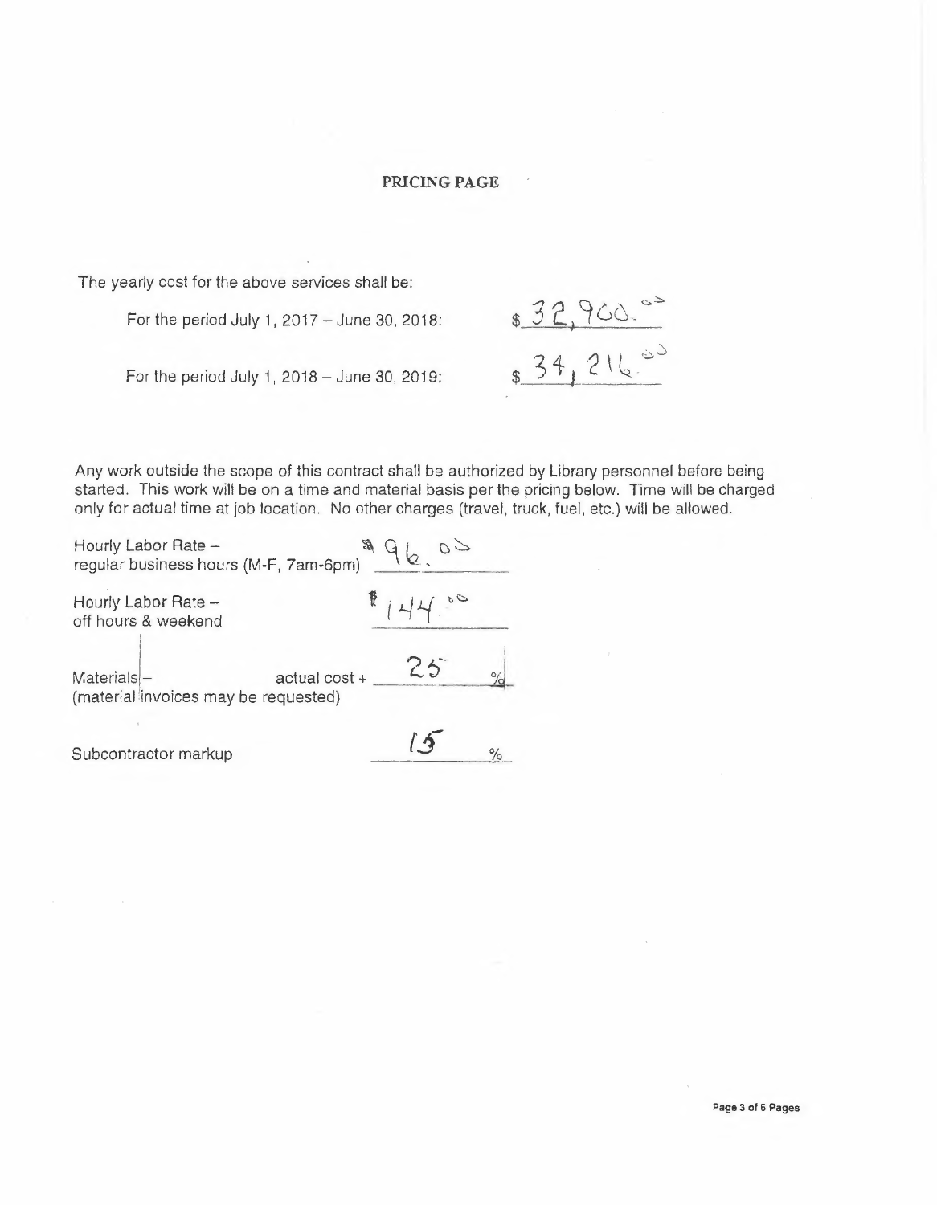# PRICING PAGE

The yearly cost for the above services shall be:

For the period July 1, 2017 – June 30, 2018: $ 32,900.00

For the period July 1, 2018 – June 30, 2019: $ 34,216.00

Any work outside the scope of this contract shall be authorized by Library personnel before being started. This work will be on a time and material basis per the pricing below. Time will be charged only for actual time at job location. No other charges (travel, truck, fuel, etc.) will be allowed.

Hourly Labor Rate – regular business hours (M-F, 7am-6pm) $ 96.00

Hourly Labor Rate – off hours & weekend $ 144.00

Materials – actual cost + 25 %
(material invoices may be requested)

Subcontractor markup 15 %